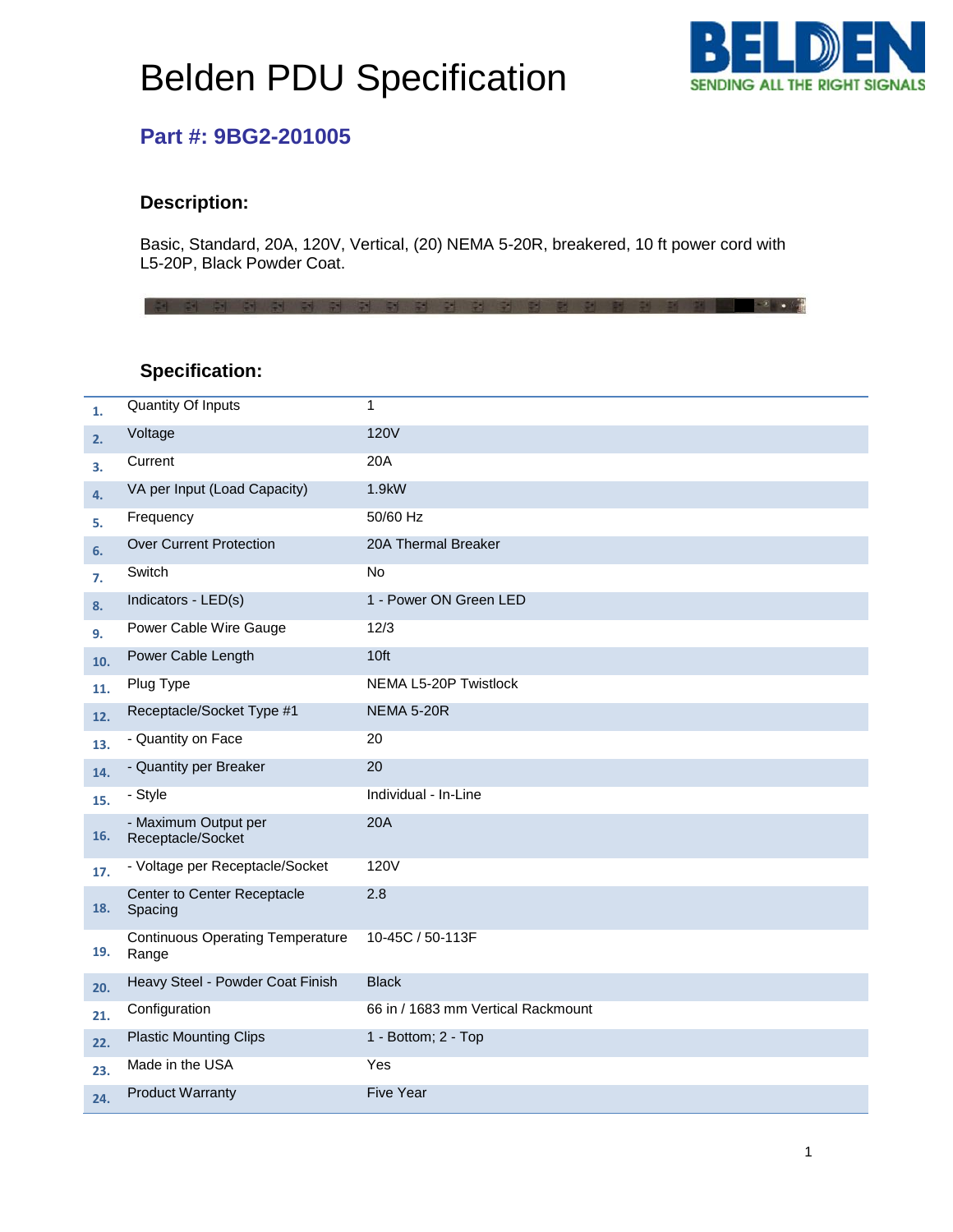# Belden PDU Specification

## Part #: 9BG2-201005

### Description:

Basic, Standard, 20A, 120V, Vertical, (20) NEMA 5-20R, breakered, 10 ft power cord with L5-20P, Black Powder Coat.

### Specification:

| # | Specification | Value |
|---|---|---|
| 1. | Quantity Of Inputs | 1 |
| 2. | Voltage | 120V |
| 3. | Current | 20A |
| 4. | VA per Input (Load Capacity) | 1.9kW |
| 5. | Frequency | 50/60 Hz |
| 6. | Over Current Protection | 20A Thermal Breaker |
| 7. | Switch | No |
| 8. | Indicators - LED(s) | 1 - Power ON Green LED |
| 9. | Power Cable Wire Gauge | 12/3 |
| 10. | Power Cable Length | 10ft |
| 11. | Plug Type | NEMA L5-20P Twistlock |
| 12. | Receptacle/Socket Type #1 | NEMA 5-20R |
| 13. | - Quantity on Face | 20 |
| 14. | - Quantity per Breaker | 20 |
| 15. | - Style | Individual - In-Line |
| 16. | - Maximum Output per Receptacle/Socket | 20A |
| 17. | - Voltage per Receptacle/Socket | 120V |
| 18. | Center to Center Receptacle Spacing | 2.8 |
| 19. | Continuous Operating Temperature Range | 10-45C / 50-113F |
| 20. | Heavy Steel - Powder Coat Finish | Black |
| 21. | Configuration | 66 in / 1683 mm Vertical Rackmount |
| 22. | Plastic Mounting Clips | 1 - Bottom; 2 - Top |
| 23. | Made in the USA | Yes |
| 24. | Product Warranty | Five Year |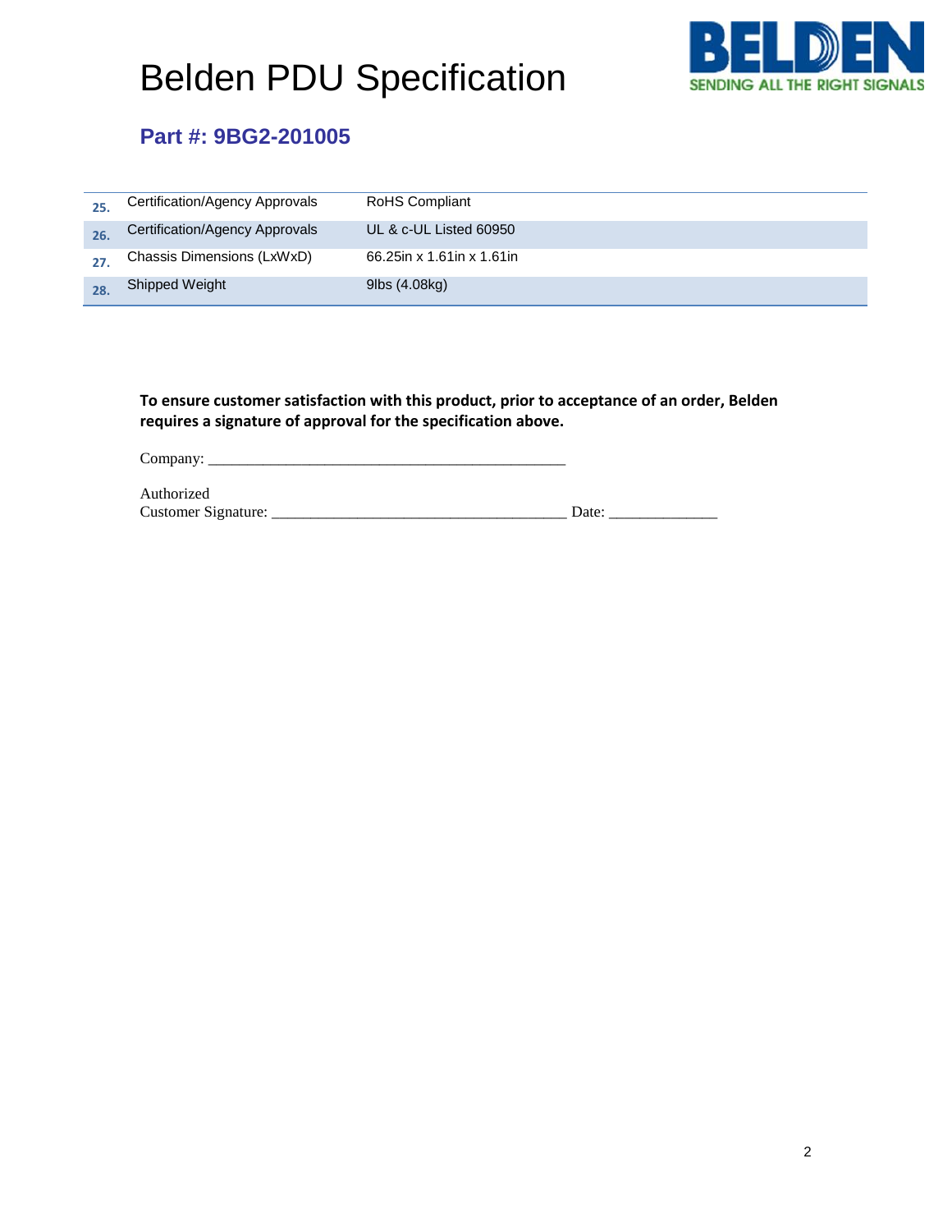# Belden PDU Specification

## Part #: 9BG2-201005

| | | |
|---|---|---|
| 25. | Certification/Agency Approvals | RoHS Compliant |
| 26. | Certification/Agency Approvals | UL & c-UL Listed 60950 |
| 27. | Chassis Dimensions (LxWxD) | 66.25in x 1.61in x 1.61in |
| 28. | Shipped Weight | 9lbs (4.08kg) |

**To ensure customer satisfaction with this product, prior to acceptance of an order, Belden requires a signature of approval for the specification above.**

Company: _______________________________________________

Authorized
Customer Signature: _______________________________________ Date: ______________